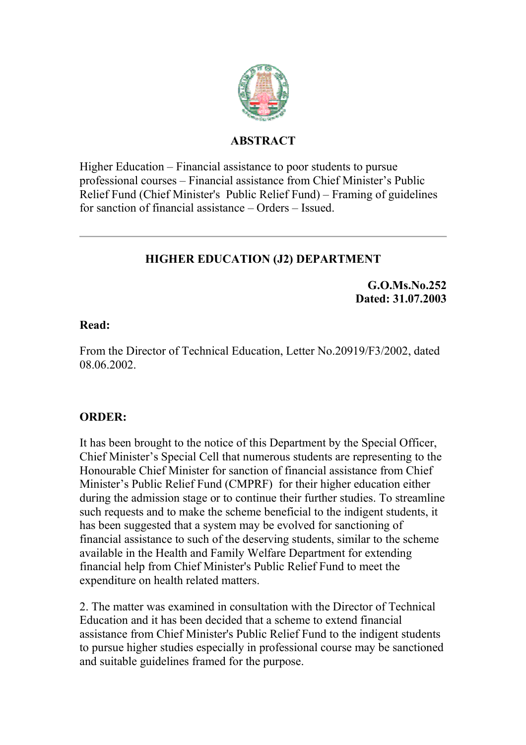**ABSTRACT**

Higher Education – Financial assistance to poor students to pursue professional courses – Financial assistance from Chief Minister's Public Relief Fund (Chief Minister's Public Relief Fund) – Framing of guidelines for sanction of financial assistance – Orders – Issued.

---

**HIGHER EDUCATION (J2) DEPARTMENT**

**G.O.Ms.No.252**
**Dated: 31.07.2003**

**Read:**

From the Director of Technical Education, Letter No.20919/F3/2002, dated 08.06.2002.

**ORDER:**

It has been brought to the notice of this Department by the Special Officer, Chief Minister's Special Cell that numerous students are representing to the Honourable Chief Minister for sanction of financial assistance from Chief Minister's Public Relief Fund (CMPRF) for their higher education either during the admission stage or to continue their further studies. To streamline such requests and to make the scheme beneficial to the indigent students, it has been suggested that a system may be evolved for sanctioning of financial assistance to such of the deserving students, similar to the scheme available in the Health and Family Welfare Department for extending financial help from Chief Minister's Public Relief Fund to meet the expenditure on health related matters.

2. The matter was examined in consultation with the Director of Technical Education and it has been decided that a scheme to extend financial assistance from Chief Minister's Public Relief Fund to the indigent students to pursue higher studies especially in professional course may be sanctioned and suitable guidelines framed for the purpose.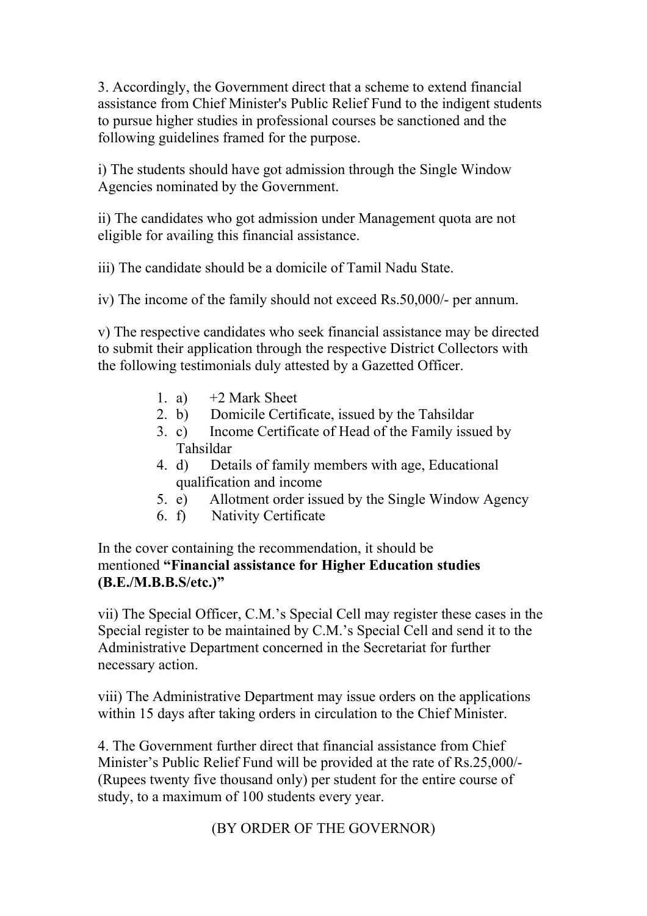3. Accordingly, the Government direct that a scheme to extend financial assistance from Chief Minister's Public Relief Fund to the indigent students to pursue higher studies in professional courses be sanctioned and the following guidelines framed for the purpose.

i) The students should have got admission through the Single Window Agencies nominated by the Government.

ii) The candidates who got admission under Management quota are not eligible for availing this financial assistance.

iii) The candidate should be a domicile of Tamil Nadu State.

iv) The income of the family should not exceed Rs.50,000/- per annum.

v) The respective candidates who seek financial assistance may be directed to submit their application through the respective District Collectors with the following testimonials duly attested by a Gazetted Officer.

1. a) +2 Mark Sheet
2. b) Domicile Certificate, issued by the Tahsildar
3. c) Income Certificate of Head of the Family issued by Tahsildar
4. d) Details of family members with age, Educational qualification and income
5. e) Allotment order issued by the Single Window Agency
6. f) Nativity Certificate

In the cover containing the recommendation, it should be mentioned **"Financial assistance for Higher Education studies (B.E./M.B.B.S/etc.)"**

vii) The Special Officer, C.M.'s Special Cell may register these cases in the Special register to be maintained by C.M.'s Special Cell and send it to the Administrative Department concerned in the Secretariat for further necessary action.

viii) The Administrative Department may issue orders on the applications within 15 days after taking orders in circulation to the Chief Minister.

4. The Government further direct that financial assistance from Chief Minister's Public Relief Fund will be provided at the rate of Rs.25,000/- (Rupees twenty five thousand only) per student for the entire course of study, to a maximum of 100 students every year.

(BY ORDER OF THE GOVERNOR)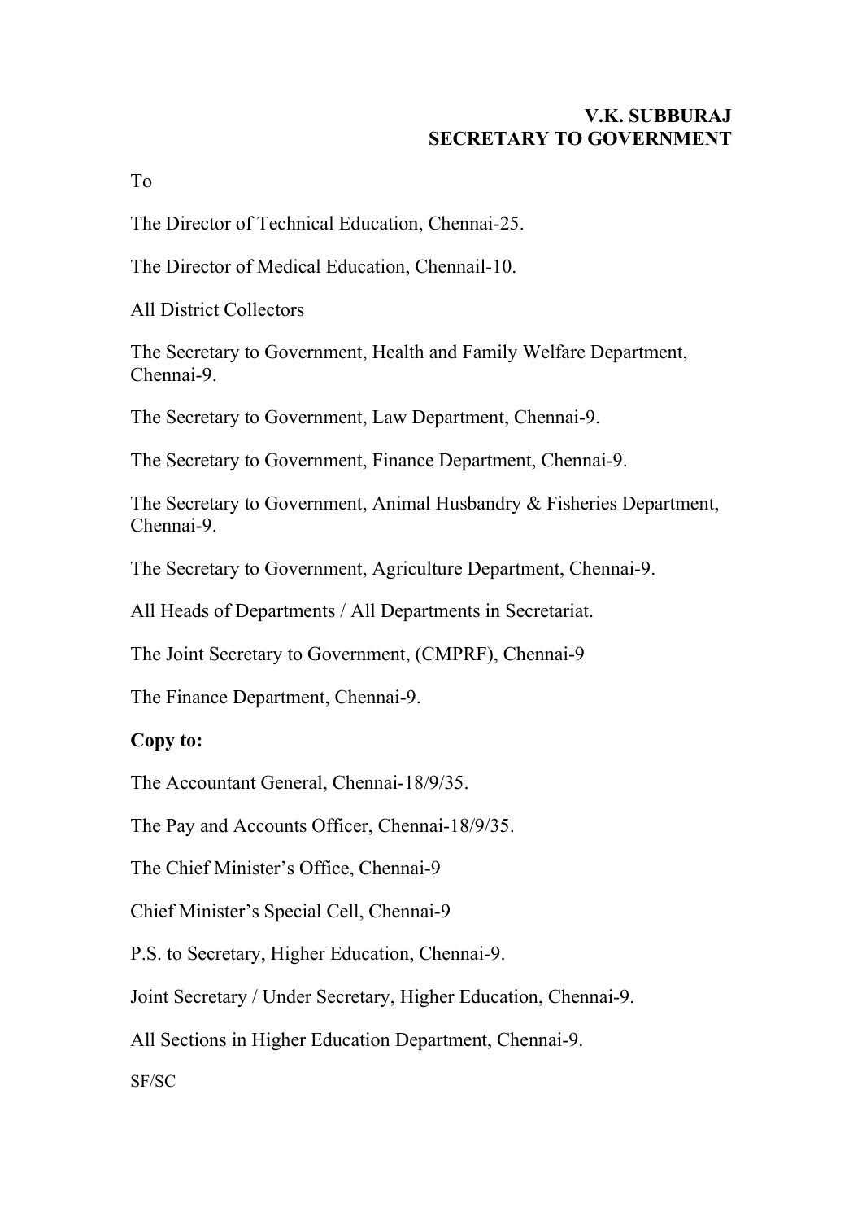**V.K. SUBBURAJ**
**SECRETARY TO GOVERNMENT**

To

The Director of Technical Education, Chennai-25.

The Director of Medical Education, Chennail-10.

All District Collectors

The Secretary to Government, Health and Family Welfare Department, Chennai-9.

The Secretary to Government, Law Department, Chennai-9.

The Secretary to Government, Finance Department, Chennai-9.

The Secretary to Government, Animal Husbandry & Fisheries Department, Chennai-9.

The Secretary to Government, Agriculture Department, Chennai-9.

All Heads of Departments / All Departments in Secretariat.

The Joint Secretary to Government, (CMPRF), Chennai-9

The Finance Department, Chennai-9.

**Copy to:**

The Accountant General, Chennai-18/9/35.

The Pay and Accounts Officer, Chennai-18/9/35.

The Chief Minister's Office, Chennai-9

Chief Minister's Special Cell, Chennai-9

P.S. to Secretary, Higher Education, Chennai-9.

Joint Secretary / Under Secretary, Higher Education, Chennai-9.

All Sections in Higher Education Department, Chennai-9.

SF/SC